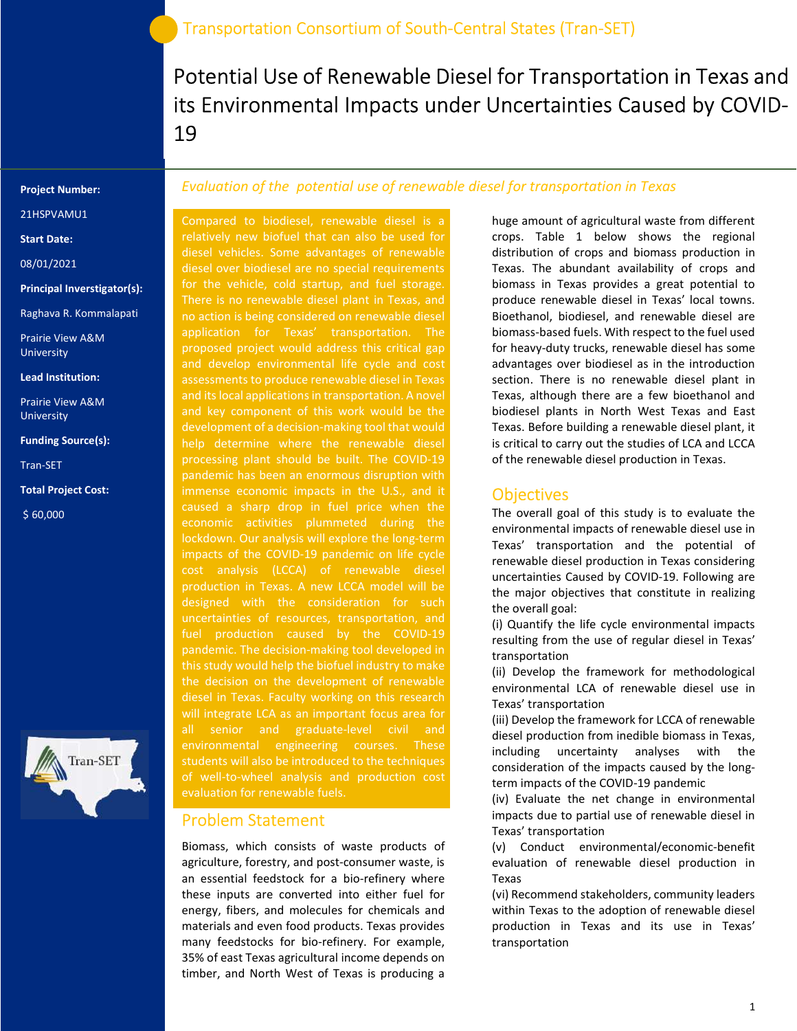Transportation Consortium of South-Central States (Tran-SET)

# Potential Use of Renewable Diesel for Transportation in Texas and its Environmental Impacts under Uncertainties Caused by COVID-19

**Project Number:**

21HSPVAMU1

**Start Date:**

08/01/2021

**Principal Inverstigator(s):**

Raghava R. Kommalapati

Prairie View A&M University

**Lead Institution:**

Prairie View A&M University

**Funding Source(s):**

Tran-SET

**Total Project Cost:**

$ 60,000

*Evaluation of the potential use of renewable diesel for transportation in Texas*

Compared to biodiesel, renewable diesel is a relatively new biofuel that can also be used for diesel vehicles. Some advantages of renewable diesel over biodiesel are no special requirements for the vehicle, cold startup, and fuel storage. There is no renewable diesel plant in Texas, and no action is being considered on renewable diesel application for Texas' transportation. The proposed project would address this critical gap and develop environmental life cycle and cost assessments to produce renewable diesel in Texas and its local applications in transportation. A novel and key component of this work would be the development of a decision-making tool that would help determine where the renewable diesel processing plant should be built. The COVID-19 pandemic has been an enormous disruption with immense economic impacts in the U.S., and it caused a sharp drop in fuel price when the economic activities plummeted during the lockdown. Our analysis will explore the long-term impacts of the COVID-19 pandemic on life cycle cost analysis (LCCA) of renewable diesel production in Texas. A new LCCA model will be designed with the consideration of such uncertainties of resources, transportation, and fuel production caused by the COVID-19 pandemic. The decision-making tool developed in this study would help the biofuel industry to make the decision on the development of renewable diesel in Texas. Faculty working on this research will integrate LCA as an important focus area for all senior and graduate-level civil and environmental engineering courses. These students will also be introduced to the techniques of well-to-wheel analysis and production cost evaluation for renewable fuels.

## Problem Statement

Biomass, which consists of waste products of agriculture, forestry, and post-consumer waste, is an essential feedstock for a bio-refinery where these inputs are converted into either fuel for energy, fibers, and molecules for chemicals and materials and even food products. Texas provides many feedstocks for bio-refinery. For example, 35% of east Texas agricultural income depends on timber, and North West of Texas is producing a huge amount of agricultural waste from different crops. Table 1 below shows the regional distribution of crops and biomass production in Texas. The abundant availability of crops and biomass in Texas provides a great potential to produce renewable diesel in Texas' local towns. Bioethanol, biodiesel, and renewable diesel are biomass-based fuels. With respect to the fuel used for heavy-duty trucks, renewable diesel has some advantages over biodiesel as in the introduction section. There is no renewable diesel plant in Texas, although there are a few bioethanol and biodiesel plants in North West Texas and East Texas. Before building a renewable diesel plant, it is critical to carry out the studies of LCA and LCCA of the renewable diesel production in Texas.

## Objectives

The overall goal of this study is to evaluate the environmental impacts of renewable diesel use in Texas' transportation and the potential of renewable diesel production in Texas considering uncertainties Caused by COVID-19. Following are the major objectives that constitute in realizing the overall goal:

(i) Quantify the life cycle environmental impacts resulting from the use of regular diesel in Texas' transportation

(ii) Develop the framework for methodological environmental LCA of renewable diesel use in Texas' transportation

(iii) Develop the framework for LCCA of renewable diesel production from inedible biomass in Texas, including uncertainty analyses with the consideration of the impacts caused by the long-term impacts of the COVID-19 pandemic

(iv) Evaluate the net change in environmental impacts due to partial use of renewable diesel in Texas' transportation

(v) Conduct environmental/economic-benefit evaluation of renewable diesel production in Texas

(vi) Recommend stakeholders, community leaders within Texas to the adoption of renewable diesel production in Texas and its use in Texas' transportation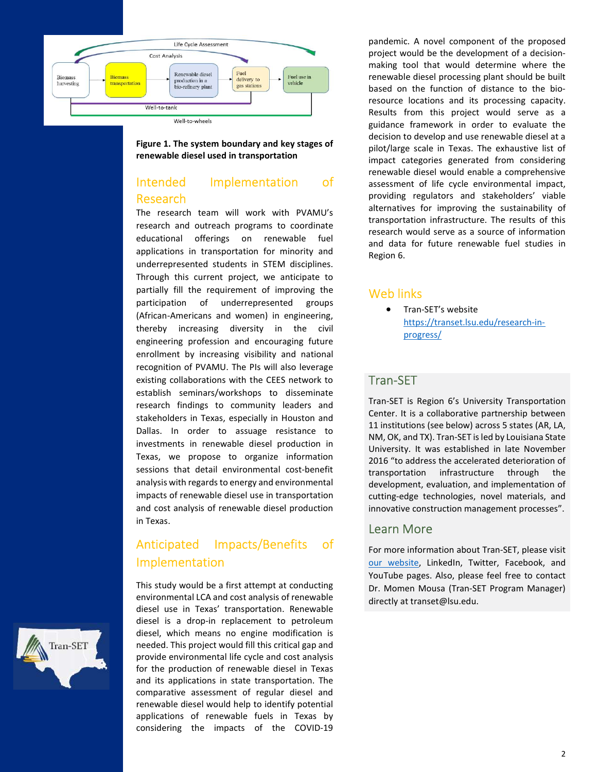Life Cycle Assessment

Cost Analysis

Biomass harvesting

Biomass transportation

Renewable diesel production in a bio-refinery plant

Fuel delivery to gas stations

Fuel use in vehicle

Well-to-tank

Well-to-wheels

**Figure 1. The system boundary and key stages of renewable diesel used in transportation**

## Intended Implementation of Research

The research team will work with PVAMU's research and outreach programs to coordinate educational offerings on renewable fuel applications in transportation for minority and underrepresented students in STEM disciplines. Through this current project, we anticipate to partially fill the requirement of improving the participation of underrepresented groups (African-Americans and women) in engineering, thereby increasing diversity in the civil engineering profession and encouraging future enrollment by increasing visibility and national recognition of PVAMU. The PIs will also leverage existing collaborations with the CEES network to establish seminars/workshops to disseminate research findings to community leaders and stakeholders in Texas, especially in Houston and Dallas. In order to assuage resistance to investments in renewable diesel production in Texas, we propose to organize information sessions that detail environmental cost-benefit analysis with regards to energy and environmental impacts of renewable diesel use in transportation and cost analysis of renewable diesel production in Texas.

## Anticipated Impacts/Benefits of Implementation

This study would be a first attempt at conducting environmental LCA and cost analysis of renewable diesel use in Texas' transportation. Renewable diesel is a drop-in replacement to petroleum diesel, which means no engine modification is needed. This project would fill this critical gap and provide environmental life cycle and cost analysis for the production of renewable diesel in Texas and its applications in state transportation. The comparative assessment of regular diesel and renewable diesel would help to identify potential applications of renewable fuels in Texas by considering the impacts of the COVID-19 pandemic. A novel component of the proposed project would be the development of a decision-making tool that would determine where the renewable diesel processing plant should be built based on the function of distance to the bio-resource locations and its processing capacity. Results from this project would serve as a guidance framework in order to evaluate the decision to develop and use renewable diesel at a pilot/large scale in Texas. The exhaustive list of impact categories generated from considering renewable diesel would enable a comprehensive assessment of life cycle environmental impact, providing regulators and stakeholders' viable alternatives for improving the sustainability of transportation infrastructure. The results of this research would serve as a source of information and data for future renewable fuel studies in Region 6.

## Web links

- Tran-SET's website
  [https://transet.lsu.edu/research-in-progress/](https://transet.lsu.edu/research-in-progress/)

## Tran-SET

Tran-SET is Region 6's University Transportation Center. It is a collaborative partnership between 11 institutions (see below) across 5 states (AR, LA, NM, OK, and TX). Tran-SET is led by Louisiana State University. It was established in late November 2016 "to address the accelerated deterioration of transportation infrastructure through the development, evaluation, and implementation of cutting-edge technologies, novel materials, and innovative construction management processes".

## Learn More

For more information about Tran-SET, please visit our website, LinkedIn, Twitter, Facebook, and YouTube pages. Also, please feel free to contact Dr. Momen Mousa (Tran-SET Program Manager) directly at transet@lsu.edu.

Tran-SET